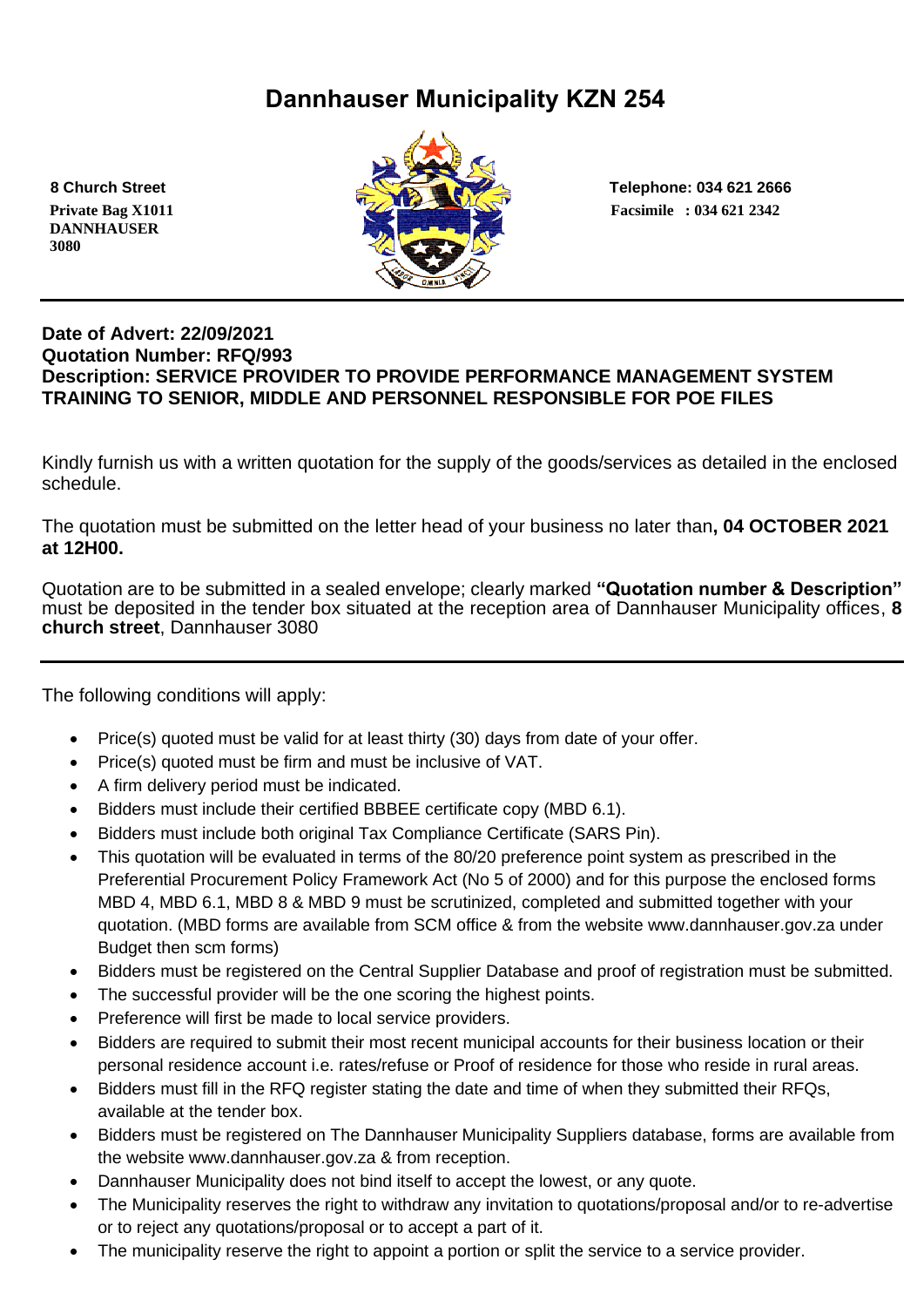# Dannhauser Municipality KZN 254

**8 Church Street**
**Private Bag X1011**
**DANNHAUSER**
**3080**

**Telephone: 034 621 2666**
**Facsimile : 034 621 2342**

---

**Date of Advert: 22/09/2021**
**Quotation Number: RFQ/993**
**Description: SERVICE PROVIDER TO PROVIDE PERFORMANCE MANAGEMENT SYSTEM TRAINING TO SENIOR, MIDDLE AND PERSONNEL RESPONSIBLE FOR POE FILES**

Kindly furnish us with a written quotation for the supply of the goods/services as detailed in the enclosed schedule.

The quotation must be submitted on the letter head of your business no later than**, 04 OCTOBER 2021 at 12H00.**

Quotation are to be submitted in a sealed envelope; clearly marked **"Quotation number & Description"** must be deposited in the tender box situated at the reception area of Dannhauser Municipality offices, **8 church street**, Dannhauser 3080

---

The following conditions will apply:

- Price(s) quoted must be valid for at least thirty (30) days from date of your offer.
- Price(s) quoted must be firm and must be inclusive of VAT.
- A firm delivery period must be indicated.
- Bidders must include their certified BBBEE certificate copy (MBD 6.1).
- Bidders must include both original Tax Compliance Certificate (SARS Pin).
- This quotation will be evaluated in terms of the 80/20 preference point system as prescribed in the Preferential Procurement Policy Framework Act (No 5 of 2000) and for this purpose the enclosed forms MBD 4, MBD 6.1, MBD 8 & MBD 9 must be scrutinized, completed and submitted together with your quotation. (MBD forms are available from SCM office & from the website www.dannhauser.gov.za under Budget then scm forms)
- Bidders must be registered on the Central Supplier Database and proof of registration must be submitted.
- The successful provider will be the one scoring the highest points.
- Preference will first be made to local service providers.
- Bidders are required to submit their most recent municipal accounts for their business location or their personal residence account i.e. rates/refuse or Proof of residence for those who reside in rural areas.
- Bidders must fill in the RFQ register stating the date and time of when they submitted their RFQs, available at the tender box.
- Bidders must be registered on The Dannhauser Municipality Suppliers database, forms are available from the website www.dannhauser.gov.za & from reception.
- Dannhauser Municipality does not bind itself to accept the lowest, or any quote.
- The Municipality reserves the right to withdraw any invitation to quotations/proposal and/or to re-advertise or to reject any quotations/proposal or to accept a part of it.
- The municipality reserve the right to appoint a portion or split the service to a service provider.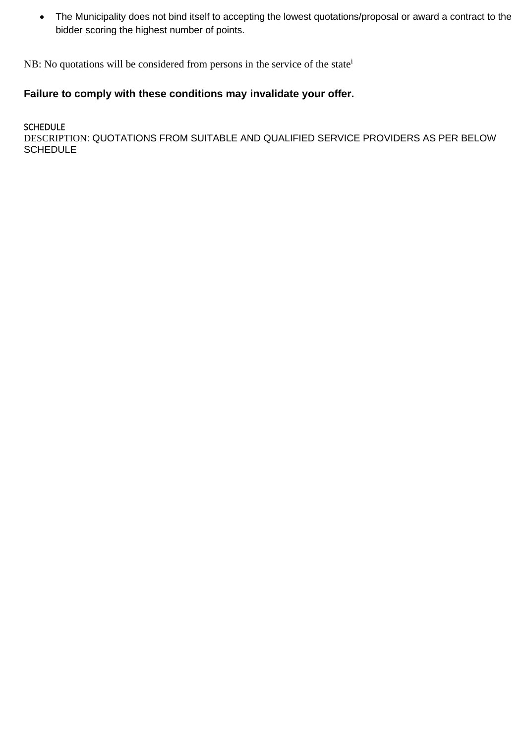- The Municipality does not bind itself to accepting the lowest quotations/proposal or award a contract to the bidder scoring the highest number of points.

NB: No quotations will be considered from persons in the service of the state[i]

**Failure to comply with these conditions may invalidate your offer.**

SCHEDULE

DESCRIPTION: QUOTATIONS FROM SUITABLE AND QUALIFIED SERVICE PROVIDERS AS PER BELOW SCHEDULE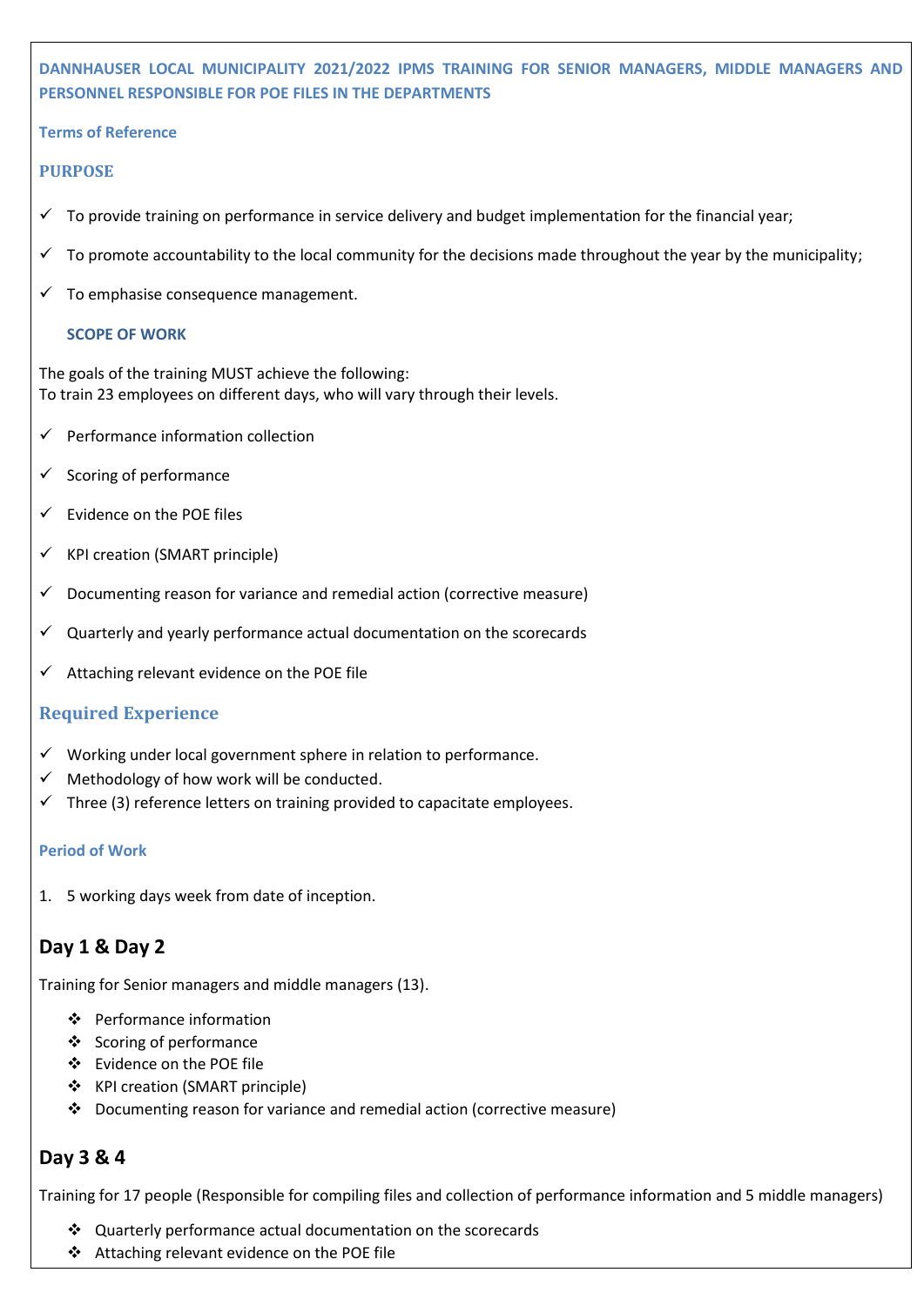**DANNHAUSER LOCAL MUNICIPALITY 2021/2022 IPMS TRAINING FOR SENIOR MANAGERS, MIDDLE MANAGERS AND PERSONNEL RESPONSIBLE FOR POE FILES IN THE DEPARTMENTS**

**Terms of Reference**

## PURPOSE

- ✓ To provide training on performance in service delivery and budget implementation for the financial year;
- ✓ To promote accountability to the local community for the decisions made throughout the year by the municipality;
- ✓ To emphasise consequence management.

### SCOPE OF WORK

The goals of the training MUST achieve the following:
To train 23 employees on different days, who will vary through their levels.

- ✓ Performance information collection
- ✓ Scoring of performance
- ✓ Evidence on the POE files
- ✓ KPI creation (SMART principle)
- ✓ Documenting reason for variance and remedial action (corrective measure)
- ✓ Quarterly and yearly performance actual documentation on the scorecards
- ✓ Attaching relevant evidence on the POE file

## Required Experience

- ✓ Working under local government sphere in relation to performance.
- ✓ Methodology of how work will be conducted.
- ✓ Three (3) reference letters on training provided to capacitate employees.

**Period of Work**

1. 5 working days week from date of inception.

## Day 1 & Day 2

Training for Senior managers and middle managers (13).

- ❖ Performance information
- ❖ Scoring of performance
- ❖ Evidence on the POE file
- ❖ KPI creation (SMART principle)
- ❖ Documenting reason for variance and remedial action (corrective measure)

## Day 3 & 4

Training for 17 people (Responsible for compiling files and collection of performance information and 5 middle managers)

- ❖ Quarterly performance actual documentation on the scorecards
- ❖ Attaching relevant evidence on the POE file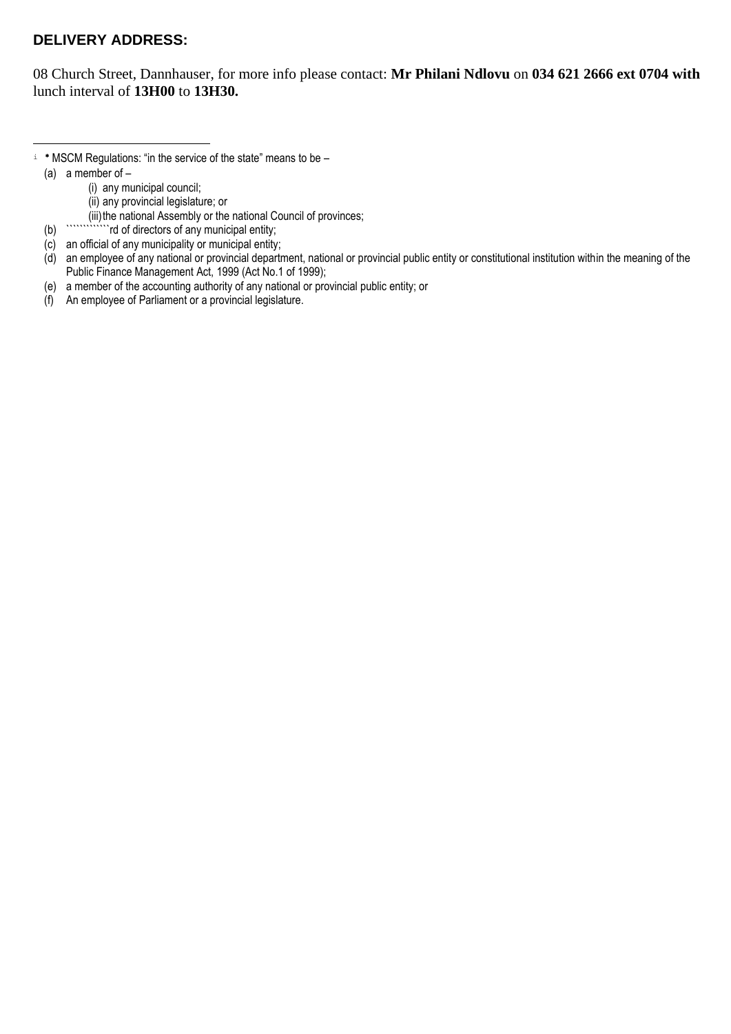**DELIVERY ADDRESS:**

08 Church Street, Dannhauser, for more info please contact: **Mr Philani Ndlovu** on **034 621 2666 ext 0704 with** lunch interval of **13H00** to **13H30.**

---

[i] **\*** MSCM Regulations: "in the service of the state" means to be –

(a) a member of –

  (i) any municipal council;

  (ii) any provincial legislature; or

  (iii) the national Assembly or the national Council of provinces;

(b) ````````````rd of directors of any municipal entity;

(c) an official of any municipality or municipal entity;

(d) an employee of any national or provincial department, national or provincial public entity or constitutional institution within the meaning of the Public Finance Management Act, 1999 (Act No.1 of 1999);

(e) a member of the accounting authority of any national or provincial public entity; or

(f) An employee of Parliament or a provincial legislature.